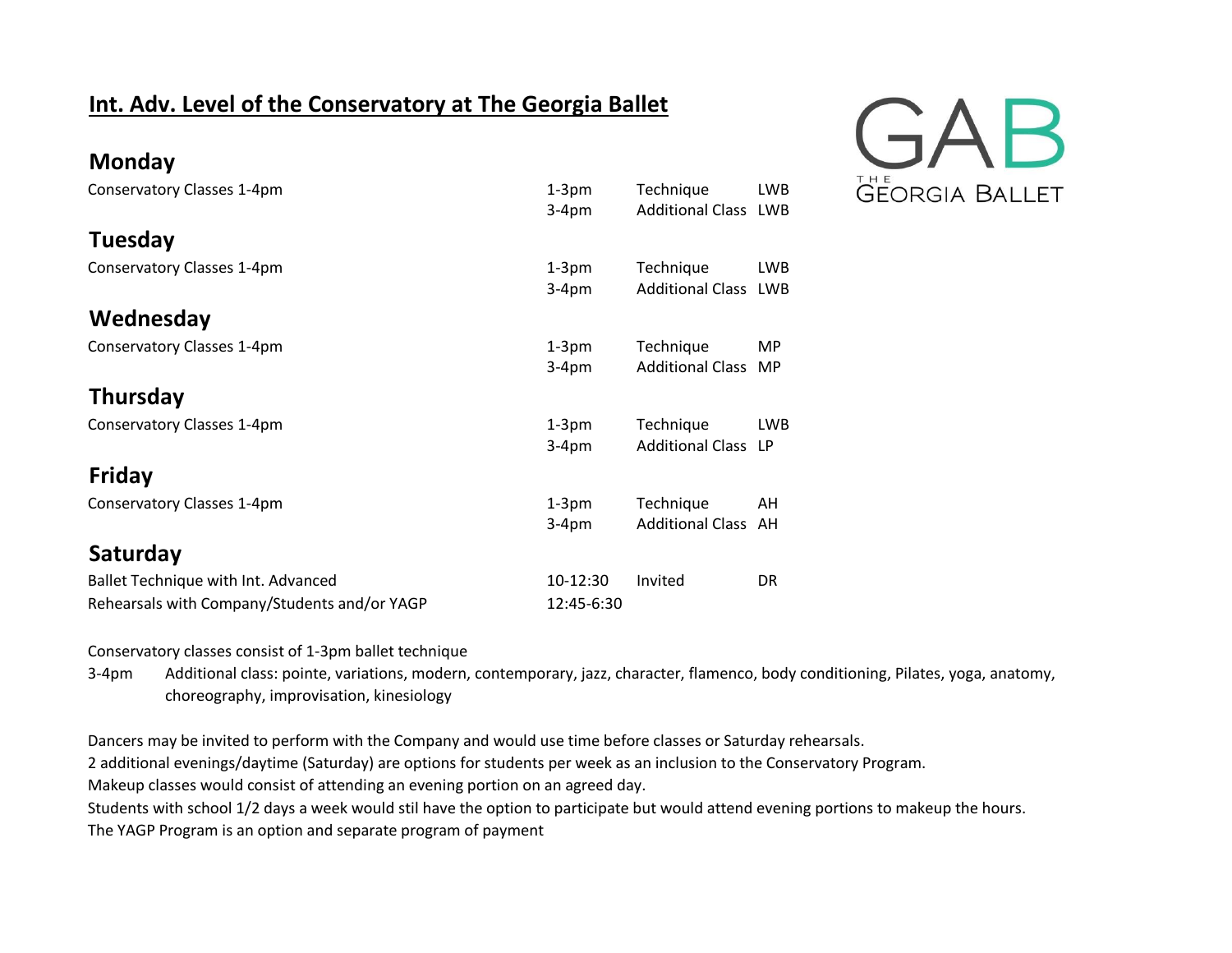# Int. Adv. Level of the Conservatory at The Georgia Ballet

GAB THE GEORGIA BALLET

## Monday

| | | | |
|---|---|---|---|
| Conservatory Classes 1-4pm | 1-3pm | Technique | LWB |
| | 3-4pm | Additional Class | LWB |

## Tuesday

| | | | |
|---|---|---|---|
| Conservatory Classes 1-4pm | 1-3pm | Technique | LWB |
| | 3-4pm | Additional Class | LWB |

## Wednesday

| | | | |
|---|---|---|---|
| Conservatory Classes 1-4pm | 1-3pm | Technique | MP |
| | 3-4pm | Additional Class | MP |

## Thursday

| | | | |
|---|---|---|---|
| Conservatory Classes 1-4pm | 1-3pm | Technique | LWB |
| | 3-4pm | Additional Class | LP |

## Friday

| | | | |
|---|---|---|---|
| Conservatory Classes 1-4pm | 1-3pm | Technique | AH |
| | 3-4pm | Additional Class | AH |

## Saturday

| | | | |
|---|---|---|---|
| Ballet Technique with Int. Advanced | 10-12:30 | Invited | DR |
| Rehearsals with Company/Students and/or YAGP | 12:45-6:30 | | |

Conservatory classes consist of 1-3pm ballet technique

3-4pm Additional class: pointe, variations, modern, contemporary, jazz, character, flamenco, body conditioning, Pilates, yoga, anatomy, choreography, improvisation, kinesiology

Dancers may be invited to perform with the Company and would use time before classes or Saturday rehearsals.
2 additional evenings/daytime (Saturday) are options for students per week as an inclusion to the Conservatory Program.
Makeup classes would consist of attending an evening portion on an agreed day.
Students with school 1/2 days a week would stil have the option to participate but would attend evening portions to makeup the hours.
The YAGP Program is an option and separate program of payment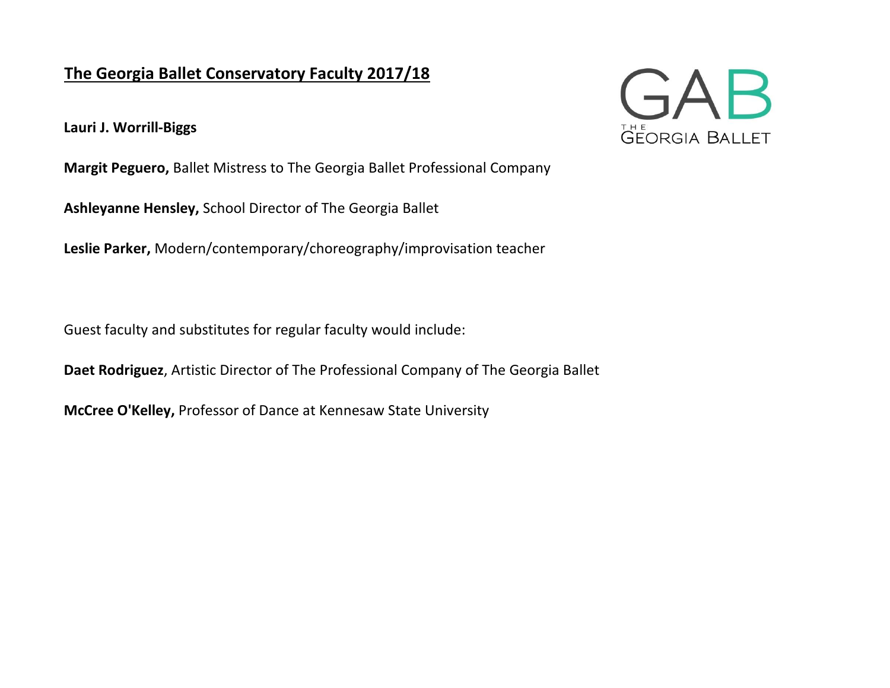**<u>The Georgia Ballet Conservatory Faculty 2017/18</u>**

**Lauri J. Worrill-Biggs**

**Margit Peguero,** Ballet Mistress to The Georgia Ballet Professional Company

**Ashleyanne Hensley,** School Director of The Georgia Ballet

**Leslie Parker,** Modern/contemporary/choreography/improvisation teacher

Guest faculty and substitutes for regular faculty would include:

**Daet Rodriguez**, Artistic Director of The Professional Company of The Georgia Ballet

**McCree O'Kelley,** Professor of Dance at Kennesaw State University